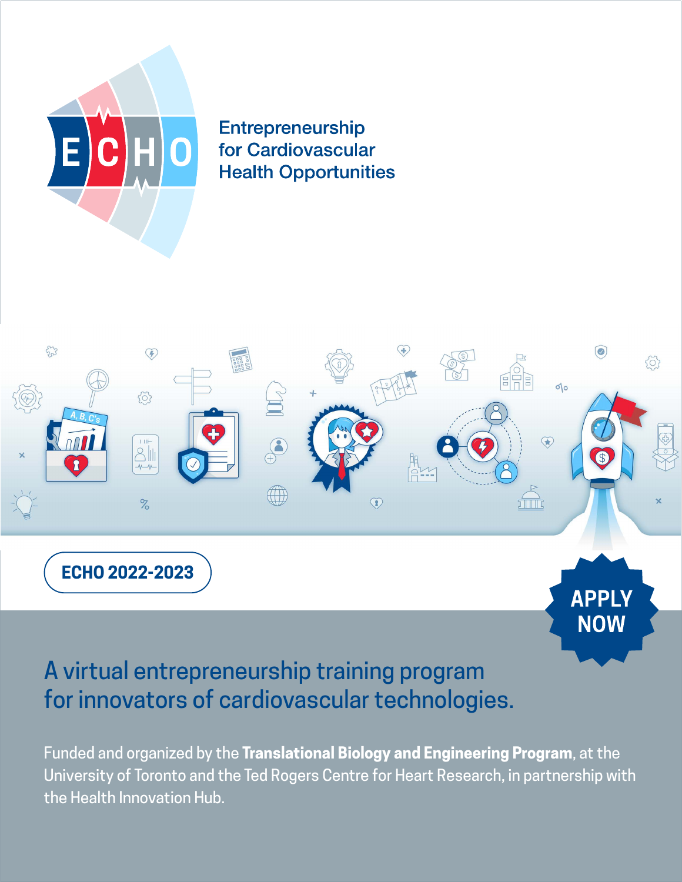# ECHO

Entrepreneurship for Cardiovascular Health Opportunities

**ECHO 2022-2023**

**APPLY NOW**

## A virtual entrepreneurship training program for innovators of cardiovascular technologies.

Funded and organized by the **Translational Biology and Engineering Program**, at the University of Toronto and the Ted Rogers Centre for Heart Research, in partnership with the Health Innovation Hub.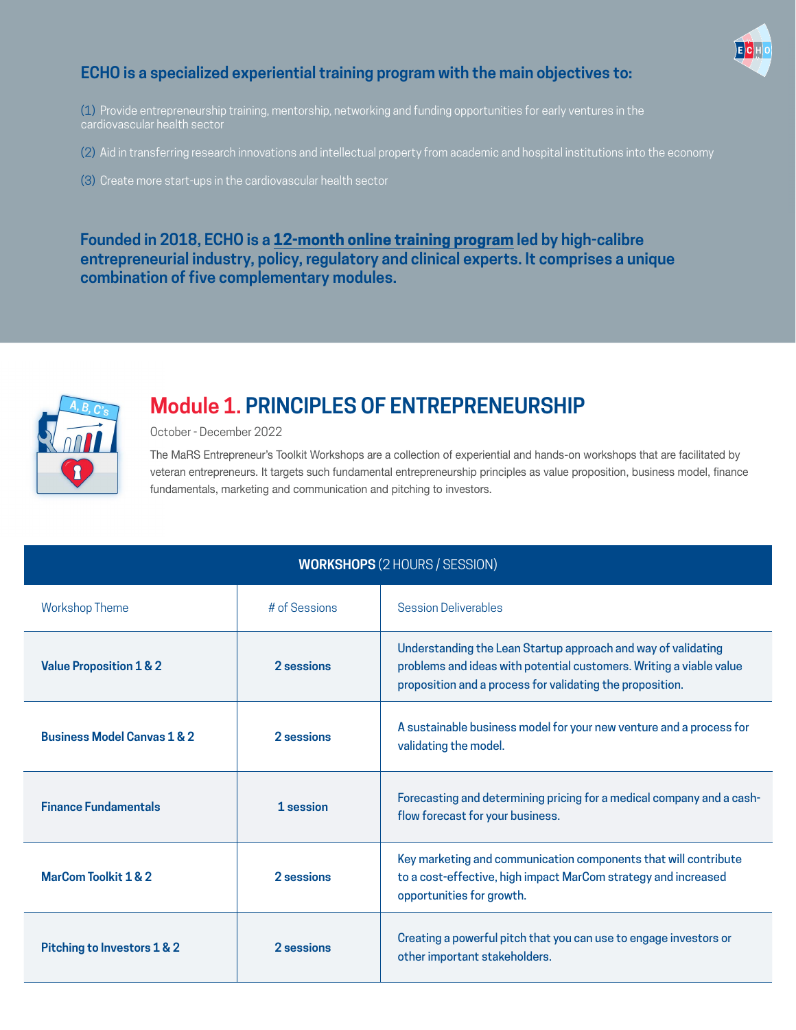## ECHO is a specialized experiential training program with the main objectives to:

(1) Provide entrepreneurship training, mentorship, networking and funding opportunities for early ventures in the cardiovascular health sector

(2) Aid in transferring research innovations and intellectual property from academic and hospital institutions into the economy

(3) Create more start-ups in the cardiovascular health sector

**Founded in 2018, ECHO is a 12-month online training program led by high-calibre entrepreneurial industry, policy, regulatory and clinical experts. It comprises a unique combination of five complementary modules.**

## Module 1. PRINCIPLES OF ENTREPRENEURSHIP

October - December 2022

The MaRS Entrepreneur's Toolkit Workshops are a collection of experiential and hands-on workshops that are facilitated by veteran entrepreneurs. It targets such fundamental entrepreneurship principles as value proposition, business model, finance fundamentals, marketing and communication and pitching to investors.

**WORKSHOPS** (2 HOURS / SESSION)

| Workshop Theme | # of Sessions | Session Deliverables |
|---|---|---|
| **Value Proposition 1 & 2** | **2 sessions** | Understanding the Lean Startup approach and way of validating problems and ideas with potential customers. Writing a viable value proposition and a process for validating the proposition. |
| **Business Model Canvas 1 & 2** | **2 sessions** | A sustainable business model for your new venture and a process for validating the model. |
| **Finance Fundamentals** | **1 session** | Forecasting and determining pricing for a medical company and a cash-flow forecast for your business. |
| **MarCom Toolkit 1 & 2** | **2 sessions** | Key marketing and communication components that will contribute to a cost-effective, high impact MarCom strategy and increased opportunities for growth. |
| **Pitching to Investors 1 & 2** | **2 sessions** | Creating a powerful pitch that you can use to engage investors or other important stakeholders. |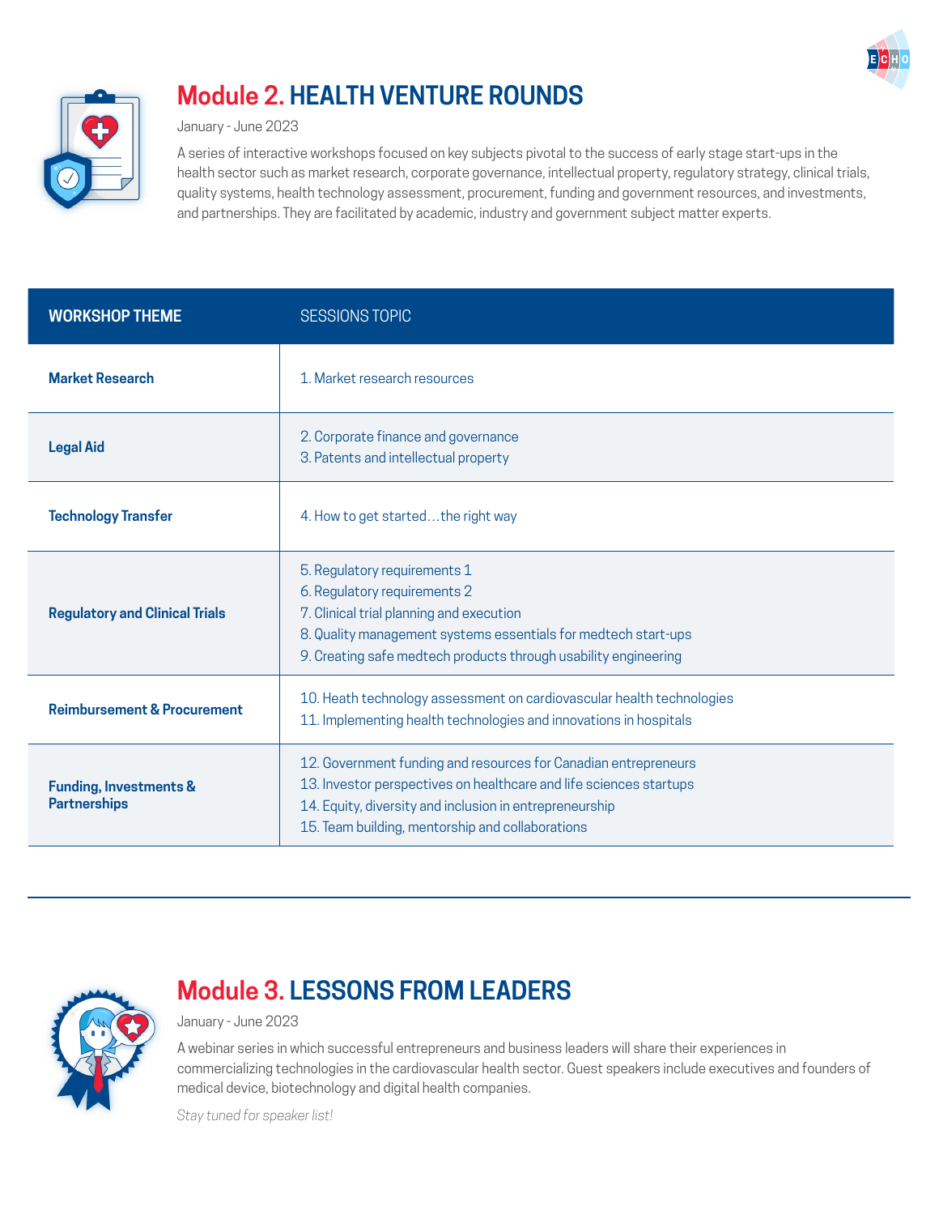## Module 2. HEALTH VENTURE ROUNDS

January - June 2023

A series of interactive workshops focused on key subjects pivotal to the success of early stage start-ups in the health sector such as market research, corporate governance, intellectual property, regulatory strategy, clinical trials, quality systems, health technology assessment, procurement, funding and government resources, and investments, and partnerships. They are facilitated by academic, industry and government subject matter experts.

| WORKSHOP THEME | SESSIONS TOPIC |
|---|---|
| **Market Research** | 1. Market research resources |
| **Legal Aid** | 2. Corporate finance and governance<br>3. Patents and intellectual property |
| **Technology Transfer** | 4. How to get started…the right way |
| **Regulatory and Clinical Trials** | 5. Regulatory requirements 1<br>6. Regulatory requirements 2<br>7. Clinical trial planning and execution<br>8. Quality management systems essentials for medtech start-ups<br>9. Creating safe medtech products through usability engineering |
| **Reimbursement & Procurement** | 10. Heath technology assessment on cardiovascular health technologies<br>11. Implementing health technologies and innovations in hospitals |
| **Funding, Investments & Partnerships** | 12. Government funding and resources for Canadian entrepreneurs<br>13. Investor perspectives on healthcare and life sciences startups<br>14. Equity, diversity and inclusion in entrepreneurship<br>15. Team building, mentorship and collaborations |

## Module 3. LESSONS FROM LEADERS

January - June 2023

A webinar series in which successful entrepreneurs and business leaders will share their experiences in commercializing technologies in the cardiovascular health sector. Guest speakers include executives and founders of medical device, biotechnology and digital health companies.

*Stay tuned for speaker list!*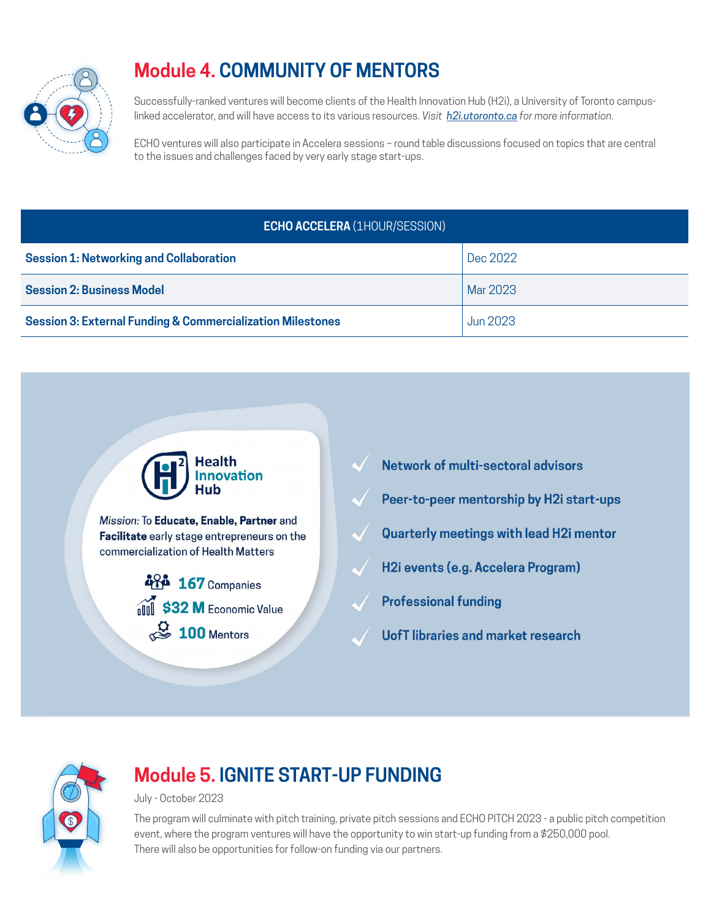## Module 4. COMMUNITY OF MENTORS

Successfully-ranked ventures will become clients of the Health Innovation Hub (H2i), a University of Toronto campus-linked accelerator, and will have access to its various resources. *Visit [h2i.utoronto.ca](h2i.utoronto.ca) for more information.*

ECHO ventures will also participate in Accelera sessions – round table discussions focused on topics that are central to the issues and challenges faced by very early stage start-ups.

| **ECHO ACCELERA** (1HOUR/SESSION) | |
|---|---|
| **Session 1: Networking and Collaboration** | Dec 2022 |
| **Session 2: Business Model** | Mar 2023 |
| **Session 3: External Funding & Commercialization Milestones** | Jun 2023 |

**Health Innovation Hub**

*Mission:* To **Educate, Enable, Partner** and **Facilitate** early stage entrepreneurs on the commercialization of Health Matters

- **167** Companies
- **$32 M** Economic Value
- **100** Mentors

- **Network of multi-sectoral advisors**
- **Peer-to-peer mentorship by H2i start-ups**
- **Quarterly meetings with lead H2i mentor**
- **H2i events (e.g. Accelera Program)**
- **Professional funding**
- **UofT libraries and market research**

## Module 5. IGNITE START-UP FUNDING

July - October 2023

The program will culminate with pitch training, private pitch sessions and ECHO PITCH 2023 - a public pitch competition event, where the program ventures will have the opportunity to win start-up funding from a $250,000 pool.
There will also be opportunities for follow-on funding via our partners.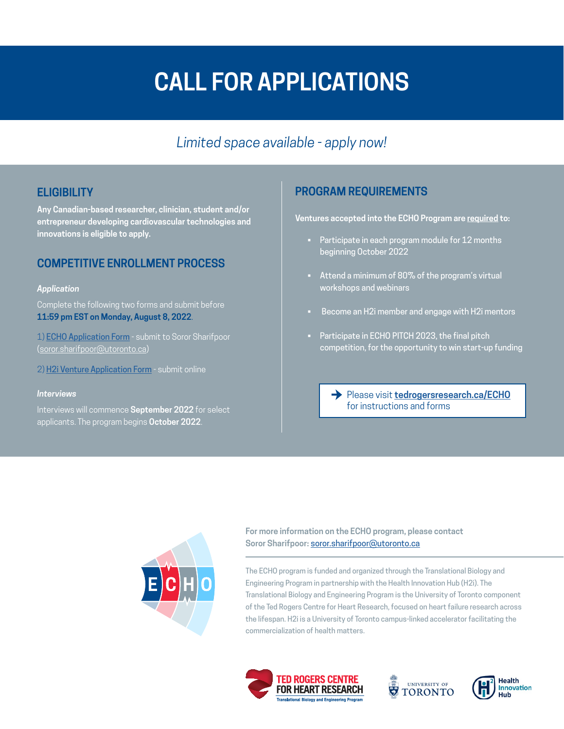# CALL FOR APPLICATIONS

*Limited space available - apply now!*

## ELIGIBILITY

**Any Canadian-based researcher, clinician, student and/or entrepreneur developing cardiovascular technologies and innovations is eligible to apply.**

## COMPETITIVE ENROLLMENT PROCESS

***Application***

Complete the following two forms and submit before **11:59 pm EST on Monday, August 8, 2022**.

1) ECHO Application Form - submit to Soror Sharifpoor (soror.sharifpoor@utoronto.ca)

2) H2i Venture Application Form - submit online

***Interviews***

Interviews will commence **September 2022** for select applicants. The program begins **October 2022**.

## PROGRAM REQUIREMENTS

**Ventures accepted into the ECHO Program are required to:**

- Participate in each program module for 12 months beginning October 2022
- Attend a minimum of 80% of the program's virtual workshops and webinars
- Become an H2i member and engage with H2i mentors
- Participate in ECHO PITCH 2023, the final pitch competition, for the opportunity to win start-up funding

→ Please visit **tedrogersresearch.ca/ECHO** for instructions and forms

ECHO

**For more information on the ECHO program, please contact Soror Sharifpoor: soror.sharifpoor@utoronto.ca**

The ECHO program is funded and organized through the Translational Biology and Engineering Program in partnership with the Health Innovation Hub (H2i). The Translational Biology and Engineering Program is the University of Toronto component of the Ted Rogers Centre for Heart Research, focused on heart failure research across the lifespan. H2i is a University of Toronto campus-linked accelerator facilitating the commercialization of health matters.

TED ROGERS CENTRE FOR HEART RESEARCH — Translational Biology and Engineering Program

UNIVERSITY OF TORONTO

Health Innovation Hub